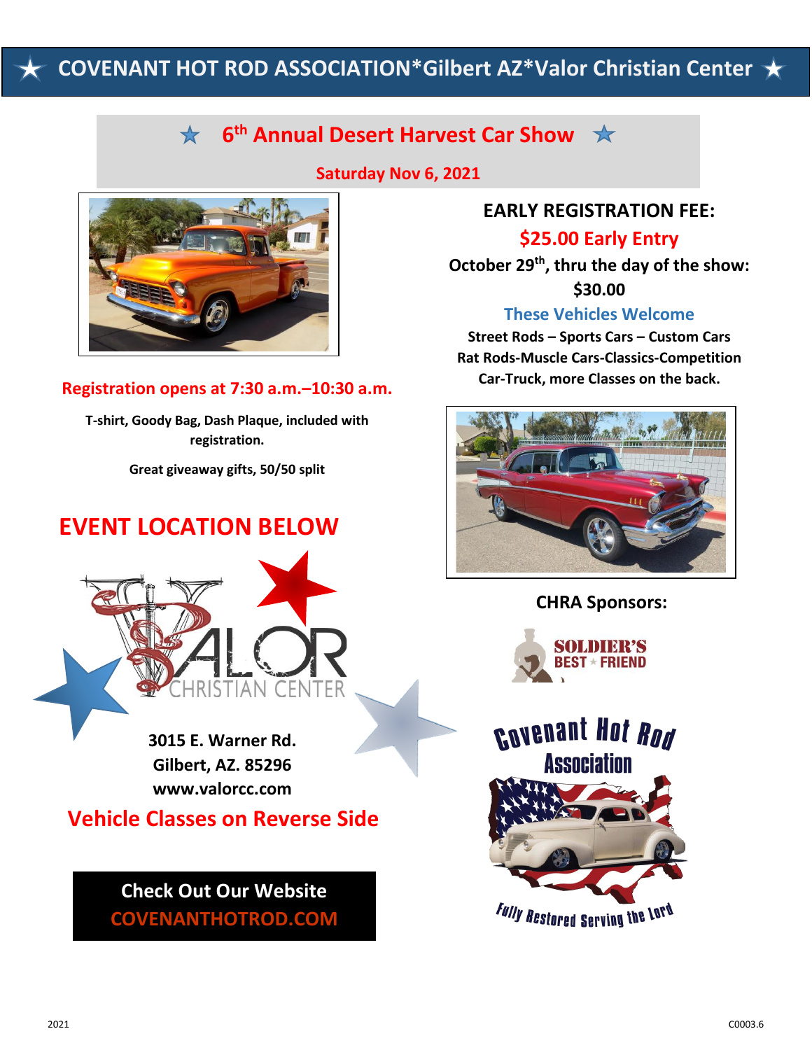# ★ COVENANT HOT ROD ASSOCIATION*Gilbert AZ*Valor Christian Center ★

## ★ 6th Annual Desert Harvest Car Show ★

**Saturday Nov 6, 2021**

**Registration opens at 7:30 a.m.–10:30 a.m.**

**T-shirt, Goody Bag, Dash Plaque, included with registration.**

**Great giveaway gifts, 50/50 split**

## EVENT LOCATION BELOW

VALOR CHRISTIAN CENTER

**3015 E. Warner Rd.**
**Gilbert, AZ. 85296**
**www.valorcc.com**

**Vehicle Classes on Reverse Side**

**Check Out Our Website**
**COVENANTHOTROD.COM**

**EARLY REGISTRATION FEE:**

**$25.00 Early Entry**

**October 29th, thru the day of the show: $30.00**

**These Vehicles Welcome**

**Street Rods – Sports Cars – Custom Cars Rat Rods-Muscle Cars-Classics-Competition Car-Truck, more Classes on the back.**

**CHRA Sponsors:**

SOLDIER'S BEST ★ FRIEND

Covenant Hot Rod Association

Fully Restored Serving the Lord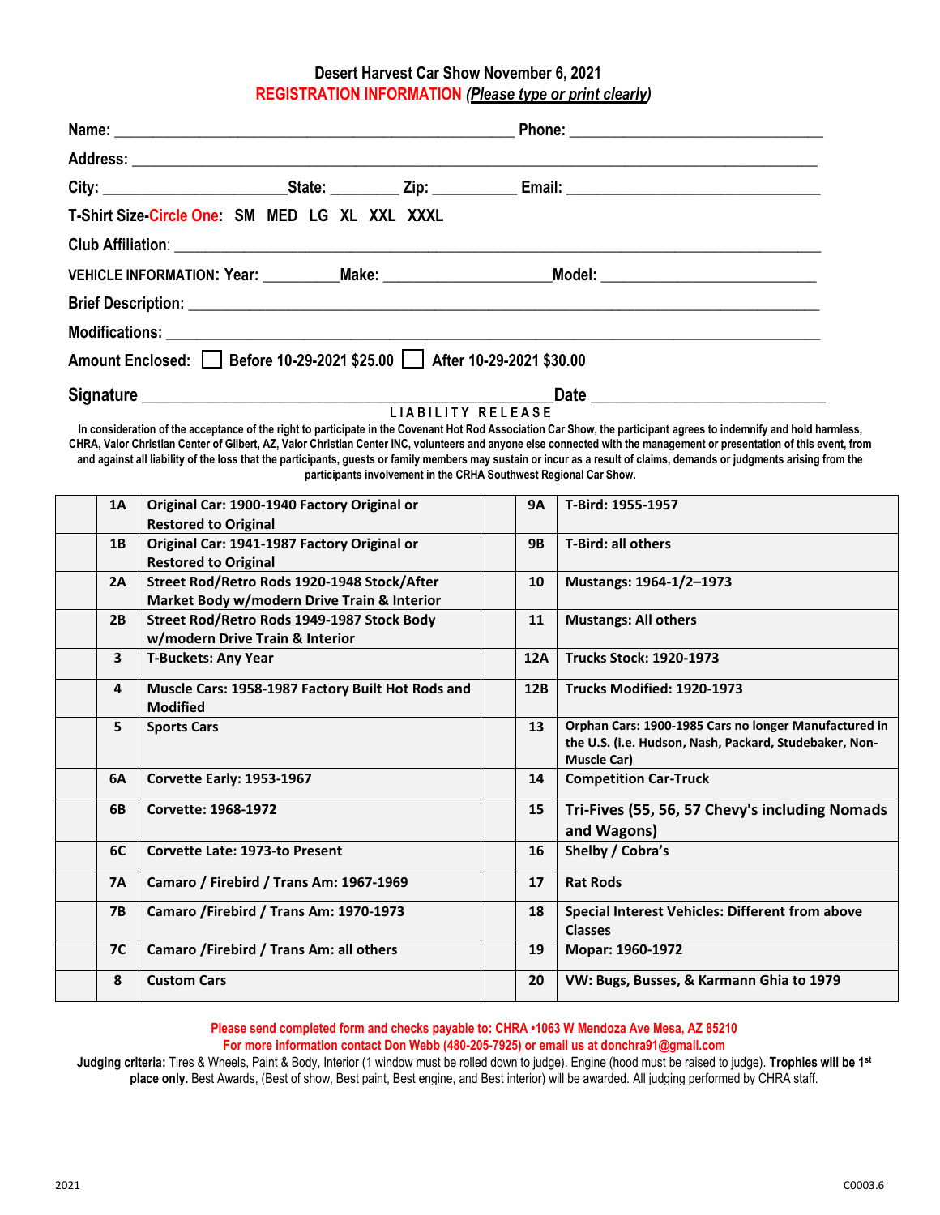## Desert Harvest Car Show November 6, 2021

**REGISTRATION INFORMATION** ***(Please type or print clearly)***

**Name:** ________________________________________________ **Phone:** ______________________________

**Address:** _________________________________________________________________________________

**City:** ______________________ **State:** ________ **Zip:** __________ **Email:** ______________________________

**T-Shirt Size-Circle One:** SM MED LG XL XXL XXXL

**Club Affiliation:** ____________________________________________________________________________

**VEHICLE INFORMATION: Year:** _________ **Make:** ____________________ **Model:** _________________________

**Brief Description:** ___________________________________________________________________________

**Modifications:** ______________________________________________________________________________

**Amount Enclosed:** ☐ Before 10-29-2021 $25.00 ☐ After 10-29-2021 $30.00

**Signature** ______________________________________________ **Date** __________________________

**LIABILITY RELEASE**

**In consideration of the acceptance of the right to participate in the Covenant Hot Rod Association Car Show, the participant agrees to indemnify and hold harmless, CHRA, Valor Christian Center of Gilbert, AZ, Valor Christian Center INC, volunteers and anyone else connected with the management or presentation of this event, from and against all liability of the loss that the participants, guests or family members may sustain or incur as a result of claims, demands or judgments arising from the participants involvement in the CRHA Southwest Regional Car Show.**

| | | | | | |
|---|---|---|---|---|---|
| | 1A | Original Car: 1900-1940 Factory Original or Restored to Original | | 9A | T-Bird: 1955-1957 |
| | 1B | Original Car: 1941-1987 Factory Original or Restored to Original | | 9B | T-Bird: all others |
| | 2A | Street Rod/Retro Rods 1920-1948 Stock/After Market Body w/modern Drive Train & Interior | | 10 | Mustangs: 1964-1/2–1973 |
| | 2B | Street Rod/Retro Rods 1949-1987 Stock Body w/modern Drive Train & Interior | | 11 | Mustangs: All others |
| | 3 | T-Buckets: Any Year | | 12A | Trucks Stock: 1920-1973 |
| | 4 | Muscle Cars: 1958-1987 Factory Built Hot Rods and Modified | | 12B | Trucks Modified: 1920-1973 |
| | 5 | Sports Cars | | 13 | Orphan Cars: 1900-1985 Cars no longer Manufactured in the U.S. (i.e. Hudson, Nash, Packard, Studebaker, Non-Muscle Car) |
| | 6A | Corvette Early: 1953-1967 | | 14 | Competition Car-Truck |
| | 6B | Corvette: 1968-1972 | | 15 | Tri-Fives (55, 56, 57 Chevy's including Nomads and Wagons) |
| | 6C | Corvette Late: 1973-to Present | | 16 | Shelby / Cobra's |
| | 7A | Camaro / Firebird / Trans Am: 1967-1969 | | 17 | Rat Rods |
| | 7B | Camaro /Firebird / Trans Am: 1970-1973 | | 18 | Special Interest Vehicles: Different from above Classes |
| | 7C | Camaro /Firebird / Trans Am: all others | | 19 | Mopar: 1960-1972 |
| | 8 | Custom Cars | | 20 | VW: Bugs, Busses, & Karmann Ghia to 1979 |

**Please send completed form and checks payable to: CHRA •1063 W Mendoza Ave Mesa, AZ 85210**
**For more information contact Don Webb (480-205-7925) or email us at donchra91@gmail.com**

**Judging criteria:** Tires & Wheels, Paint & Body, Interior (1 window must be rolled down to judge). Engine (hood must be raised to judge). **Trophies will be 1st place only.** Best Awards, (Best of show, Best paint, Best engine, and Best interior) will be awarded. All judging performed by CHRA staff.

2021 C0003.6